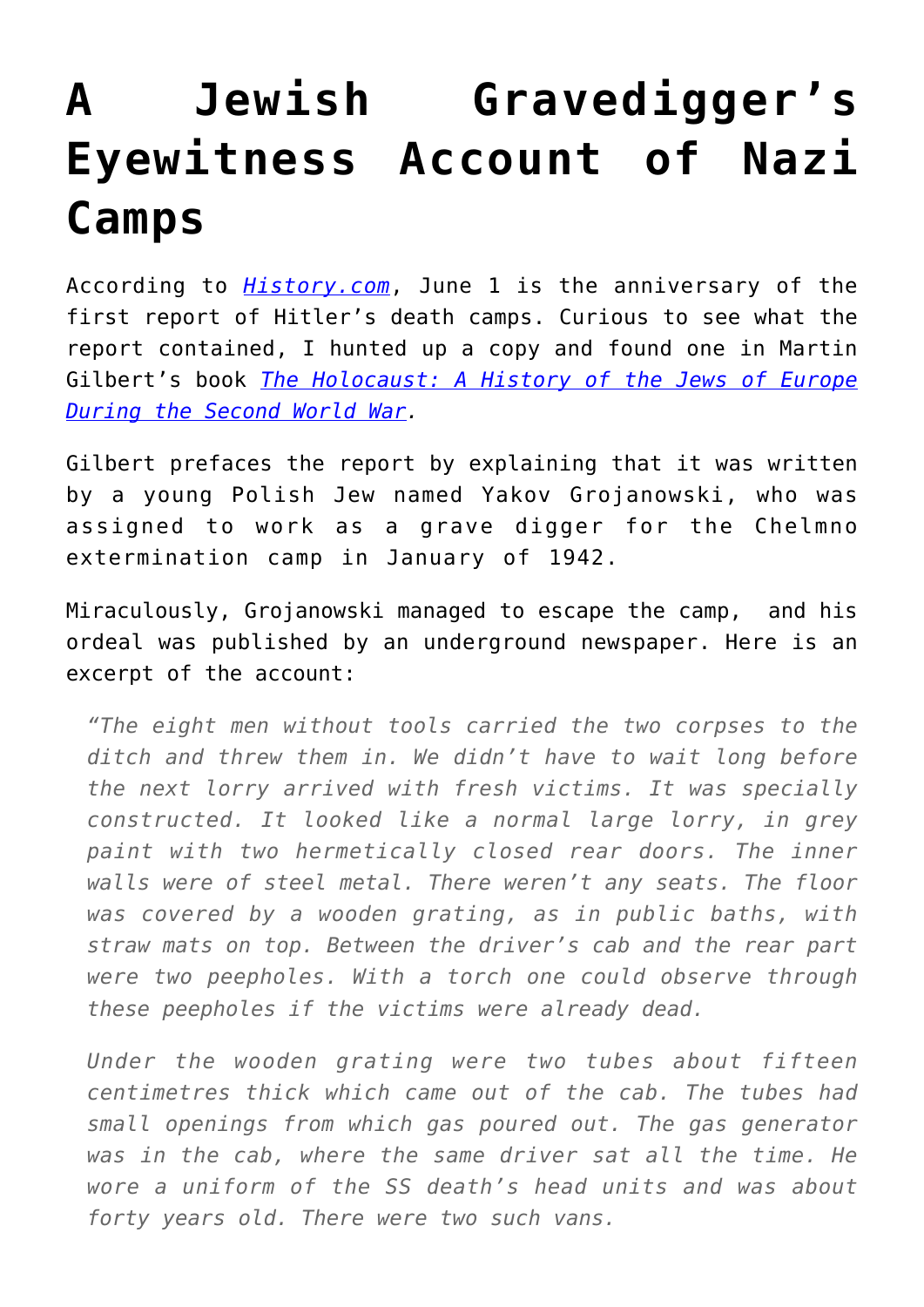# A Jewish Gravedigger's Eyewitness Account of Nazi Camps

According to [*History.com*](), June 1 is the anniversary of the first report of Hitler's death camps. Curious to see what the report contained, I hunted up a copy and found one in Martin Gilbert's book [*The Holocaust: A History of the Jews of Europe During the Second World War*]().

Gilbert prefaces the report by explaining that it was written by a young Polish Jew named Yakov Grojanowski, who was assigned to work as a grave digger for the Chelmno extermination camp in January of 1942.

Miraculously, Grojanowski managed to escape the camp, and his ordeal was published by an underground newspaper. Here is an excerpt of the account:

> *"The eight men without tools carried the two corpses to the ditch and threw them in. We didn't have to wait long before the next lorry arrived with fresh victims. It was specially constructed. It looked like a normal large lorry, in grey paint with two hermetically closed rear doors. The inner walls were of steel metal. There weren't any seats. The floor was covered by a wooden grating, as in public baths, with straw mats on top. Between the driver's cab and the rear part were two peepholes. With a torch one could observe through these peepholes if the victims were already dead.*
>
> *Under the wooden grating were two tubes about fifteen centimetres thick which came out of the cab. The tubes had small openings from which gas poured out. The gas generator was in the cab, where the same driver sat all the time. He wore a uniform of the SS death's head units and was about forty years old. There were two such vans.*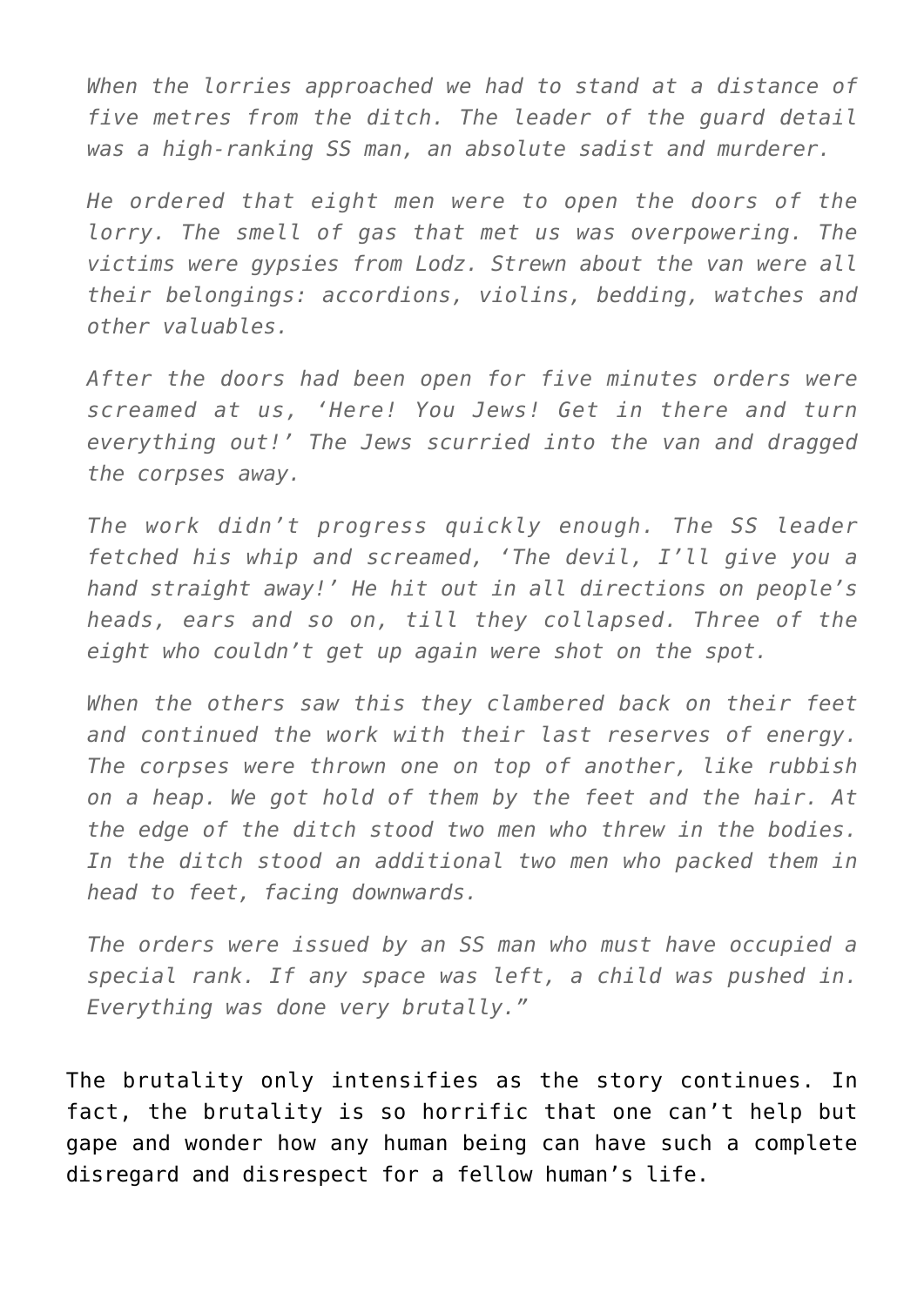*When the lorries approached we had to stand at a distance of five metres from the ditch. The leader of the guard detail was a high-ranking SS man, an absolute sadist and murderer.*

*He ordered that eight men were to open the doors of the lorry. The smell of gas that met us was overpowering. The victims were gypsies from Lodz. Strewn about the van were all their belongings: accordions, violins, bedding, watches and other valuables.*

*After the doors had been open for five minutes orders were screamed at us, 'Here! You Jews! Get in there and turn everything out!' The Jews scurried into the van and dragged the corpses away.*

*The work didn't progress quickly enough. The SS leader fetched his whip and screamed, 'The devil, I'll give you a hand straight away!' He hit out in all directions on people's heads, ears and so on, till they collapsed. Three of the eight who couldn't get up again were shot on the spot.*

*When the others saw this they clambered back on their feet and continued the work with their last reserves of energy. The corpses were thrown one on top of another, like rubbish on a heap. We got hold of them by the feet and the hair. At the edge of the ditch stood two men who threw in the bodies. In the ditch stood an additional two men who packed them in head to feet, facing downwards.*

*The orders were issued by an SS man who must have occupied a special rank. If any space was left, a child was pushed in. Everything was done very brutally."*

The brutality only intensifies as the story continues. In fact, the brutality is so horrific that one can't help but gape and wonder how any human being can have such a complete disregard and disrespect for a fellow human's life.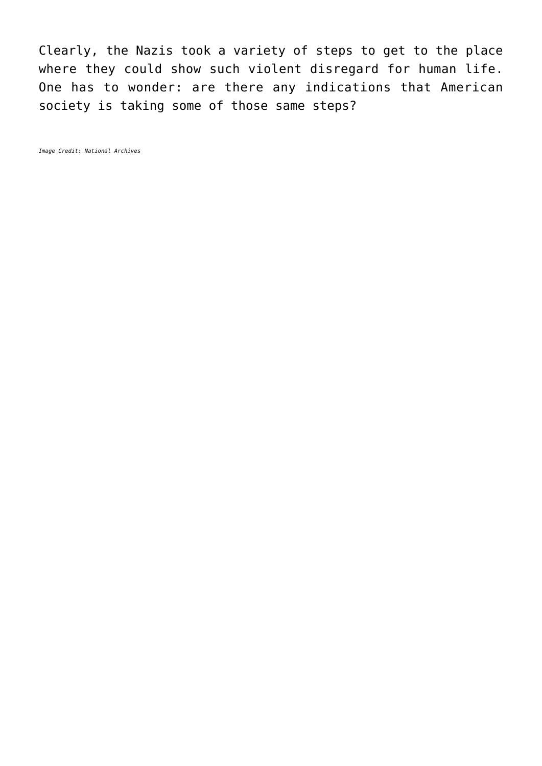Clearly, the Nazis took a variety of steps to get to the place where they could show such violent disregard for human life. One has to wonder: are there any indications that American society is taking some of those same steps?

*Image Credit: National Archives*